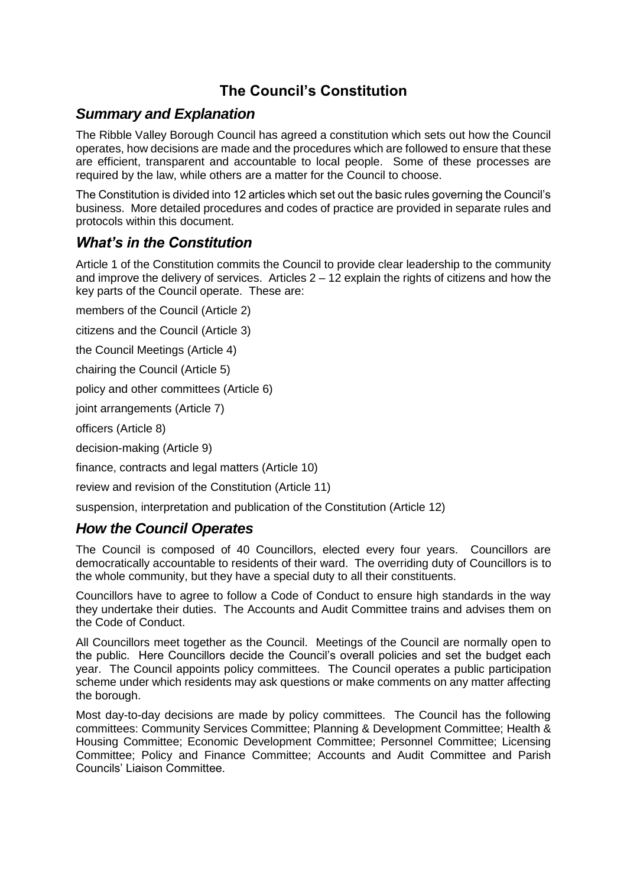# The Council's Constitution

## *Summary and Explanation*

The Ribble Valley Borough Council has agreed a constitution which sets out how the Council operates, how decisions are made and the procedures which are followed to ensure that these are efficient, transparent and accountable to local people. Some of these processes are required by the law, while others are a matter for the Council to choose.

The Constitution is divided into 12 articles which set out the basic rules governing the Council's business. More detailed procedures and codes of practice are provided in separate rules and protocols within this document.

## *What's in the Constitution*

Article 1 of the Constitution commits the Council to provide clear leadership to the community and improve the delivery of services. Articles 2 – 12 explain the rights of citizens and how the key parts of the Council operate. These are:

members of the Council (Article 2)

citizens and the Council (Article 3)

the Council Meetings (Article 4)

chairing the Council (Article 5)

policy and other committees (Article 6)

joint arrangements (Article 7)

officers (Article 8)

decision-making (Article 9)

finance, contracts and legal matters (Article 10)

review and revision of the Constitution (Article 11)

suspension, interpretation and publication of the Constitution (Article 12)

## *How the Council Operates*

The Council is composed of 40 Councillors, elected every four years. Councillors are democratically accountable to residents of their ward. The overriding duty of Councillors is to the whole community, but they have a special duty to all their constituents.

Councillors have to agree to follow a Code of Conduct to ensure high standards in the way they undertake their duties. The Accounts and Audit Committee trains and advises them on the Code of Conduct.

All Councillors meet together as the Council. Meetings of the Council are normally open to the public. Here Councillors decide the Council's overall policies and set the budget each year. The Council appoints policy committees. The Council operates a public participation scheme under which residents may ask questions or make comments on any matter affecting the borough.

Most day-to-day decisions are made by policy committees. The Council has the following committees: Community Services Committee; Planning & Development Committee; Health & Housing Committee; Economic Development Committee; Personnel Committee; Licensing Committee; Policy and Finance Committee; Accounts and Audit Committee and Parish Councils' Liaison Committee.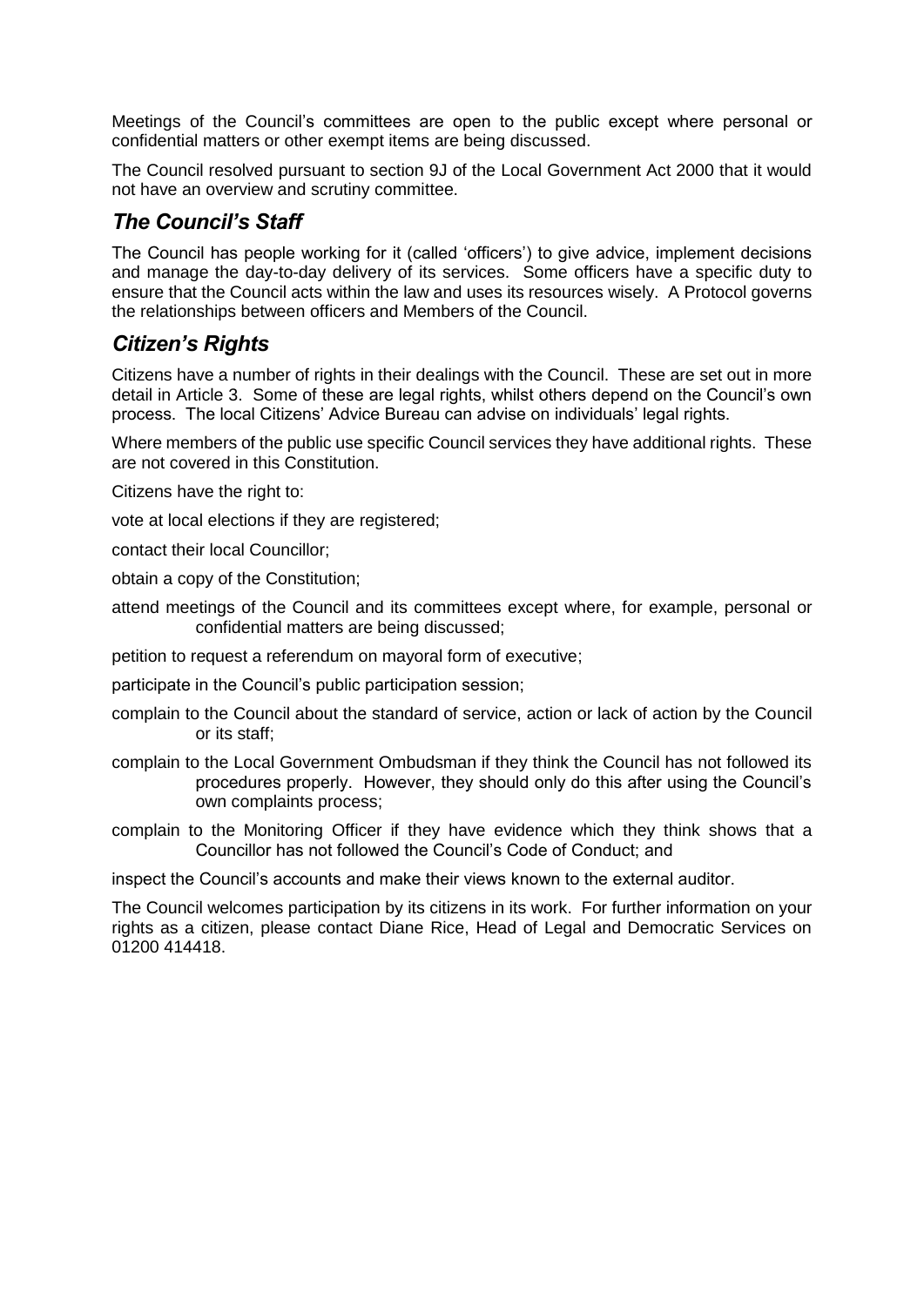Meetings of the Council's committees are open to the public except where personal or confidential matters or other exempt items are being discussed.

The Council resolved pursuant to section 9J of the Local Government Act 2000 that it would not have an overview and scrutiny committee.

## *The Council's Staff*

The Council has people working for it (called 'officers') to give advice, implement decisions and manage the day-to-day delivery of its services. Some officers have a specific duty to ensure that the Council acts within the law and uses its resources wisely. A Protocol governs the relationships between officers and Members of the Council.

## *Citizen's Rights*

Citizens have a number of rights in their dealings with the Council. These are set out in more detail in Article 3. Some of these are legal rights, whilst others depend on the Council's own process. The local Citizens' Advice Bureau can advise on individuals' legal rights.

Where members of the public use specific Council services they have additional rights. These are not covered in this Constitution.

Citizens have the right to:

vote at local elections if they are registered;

contact their local Councillor;

obtain a copy of the Constitution;

attend meetings of the Council and its committees except where, for example, personal or confidential matters are being discussed;

petition to request a referendum on mayoral form of executive;

participate in the Council's public participation session;

complain to the Council about the standard of service, action or lack of action by the Council or its staff;

complain to the Local Government Ombudsman if they think the Council has not followed its procedures properly. However, they should only do this after using the Council's own complaints process;

complain to the Monitoring Officer if they have evidence which they think shows that a Councillor has not followed the Council's Code of Conduct; and

inspect the Council's accounts and make their views known to the external auditor.

The Council welcomes participation by its citizens in its work. For further information on your rights as a citizen, please contact Diane Rice, Head of Legal and Democratic Services on 01200 414418.